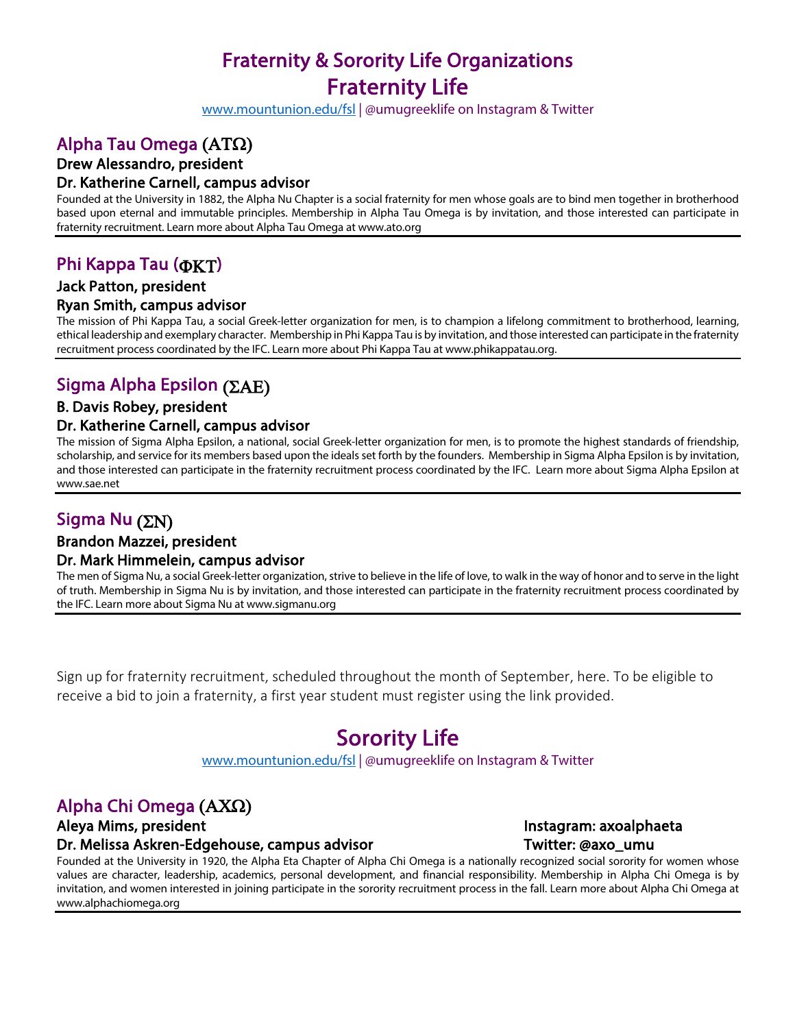# Fraternity & Sorority Life Organizations

# Fraternity Life

www.mountunion.edu/fsl | @umugreeklife on Instagram & Twitter

## Alpha Tau Omega (ΑΤΩ)

### Drew Alessandro, president

### Dr. Katherine Carnell, campus advisor

Founded at the University in 1882, the Alpha Nu Chapter is a social fraternity for men whose goals are to bind men together in brotherhood based upon eternal and immutable principles. Membership in Alpha Tau Omega is by invitation, and those interested can participate in fraternity recruitment. Learn more about Alpha Tau Omega at www.ato.org

## Phi Kappa Tau (ΦΚΤ)

### Jack Patton, president

### Ryan Smith, campus advisor

The mission of Phi Kappa Tau, a social Greek-letter organization for men, is to champion a lifelong commitment to brotherhood, learning, ethical leadership and exemplary character. Membership in Phi Kappa Tau is by invitation, and those interested can participate in the fraternity recruitment process coordinated by the IFC. Learn more about Phi Kappa Tau at www.phikappatau.org.

## Sigma Alpha Epsilon (ΣΑΕ)

### B. Davis Robey, president

### Dr. Katherine Carnell, campus advisor

The mission of Sigma Alpha Epsilon, a national, social Greek-letter organization for men, is to promote the highest standards of friendship, scholarship, and service for its members based upon the ideals set forth by the founders. Membership in Sigma Alpha Epsilon is by invitation, and those interested can participate in the fraternity recruitment process coordinated by the IFC. Learn more about Sigma Alpha Epsilon at www.sae.net

## Sigma Nu (ΣΝ)

### Brandon Mazzei, president

### Dr. Mark Himmelein, campus advisor

The men of Sigma Nu, a social Greek-letter organization, strive to believe in the life of love, to walk in the way of honor and to serve in the light of truth. Membership in Sigma Nu is by invitation, and those interested can participate in the fraternity recruitment process coordinated by the IFC. Learn more about Sigma Nu at www.sigmanu.org

Sign up for fraternity recruitment, scheduled throughout the month of September, here. To be eligible to receive a bid to join a fraternity, a first year student must register using the link provided.

# Sorority Life

www.mountunion.edu/fsl | @umugreeklife on Instagram & Twitter

## Alpha Chi Omega (ΑΧΩ)

### Aleya Mims, president

### Dr. Melissa Askren-Edgehouse, campus advisor

### Instagram: axoalphaeta

### Twitter: @axo_umu

Founded at the University in 1920, the Alpha Eta Chapter of Alpha Chi Omega is a nationally recognized social sorority for women whose values are character, leadership, academics, personal development, and financial responsibility. Membership in Alpha Chi Omega is by invitation, and women interested in joining participate in the sorority recruitment process in the fall. Learn more about Alpha Chi Omega at www.alphachiomega.org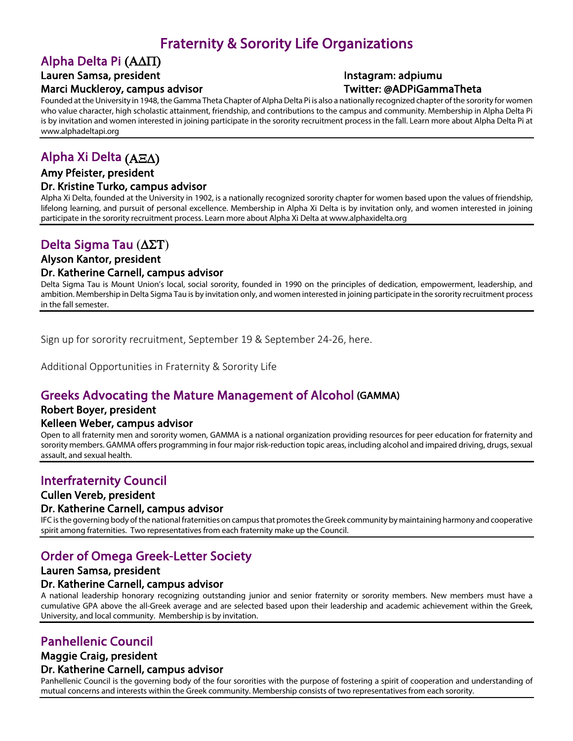# Fraternity & Sorority Life Organizations

## Alpha Delta Pi (ΑΔΠ)

**Lauren Samsa, president**
**Marci Muckleroy, campus advisor**

**Instagram: adpiumu**
**Twitter: @ADPiGammaTheta**

Founded at the University in 1948, the Gamma Theta Chapter of Alpha Delta Pi is also a nationally recognized chapter of the sorority for women who value character, high scholastic attainment, friendship, and contributions to the campus and community. Membership in Alpha Delta Pi is by invitation and women interested in joining participate in the sorority recruitment process in the fall. Learn more about Alpha Delta Pi at www.alphadeltapi.org

---

## Alpha Xi Delta (ΑΞΔ)

**Amy Pfeister, president**
**Dr. Kristine Turko, campus advisor**

Alpha Xi Delta, founded at the University in 1902, is a nationally recognized sorority chapter for women based upon the values of friendship, lifelong learning, and pursuit of personal excellence. Membership in Alpha Xi Delta is by invitation only, and women interested in joining participate in the sorority recruitment process. Learn more about Alpha Xi Delta at www.alphaxidelta.org

---

## Delta Sigma Tau (ΔΣΤ)

**Alyson Kantor, president**
**Dr. Katherine Carnell, campus advisor**

Delta Sigma Tau is Mount Union's local, social sorority, founded in 1990 on the principles of dedication, empowerment, leadership, and ambition. Membership in Delta Sigma Tau is by invitation only, and women interested in joining participate in the sorority recruitment process in the fall semester.

---

Sign up for sorority recruitment, September 19 & September 24-26, here.

Additional Opportunities in Fraternity & Sorority Life

## Greeks Advocating the Mature Management of Alcohol (GAMMA)

**Robert Boyer, president**
**Kelleen Weber, campus advisor**

Open to all fraternity men and sorority women, GAMMA is a national organization providing resources for peer education for fraternity and sorority members. GAMMA offers programming in four major risk-reduction topic areas, including alcohol and impaired driving, drugs, sexual assault, and sexual health.

---

## Interfraternity Council

**Cullen Vereb, president**
**Dr. Katherine Carnell, campus advisor**

IFC is the governing body of the national fraternities on campus that promotes the Greek community by maintaining harmony and cooperative spirit among fraternities. Two representatives from each fraternity make up the Council.

---

## Order of Omega Greek-Letter Society

**Lauren Samsa, president**
**Dr. Katherine Carnell, campus advisor**

A national leadership honorary recognizing outstanding junior and senior fraternity or sorority members. New members must have a cumulative GPA above the all-Greek average and are selected based upon their leadership and academic achievement within the Greek, University, and local community. Membership is by invitation.

---

## Panhellenic Council

**Maggie Craig, president**
**Dr. Katherine Carnell, campus advisor**

Panhellenic Council is the governing body of the four sororities with the purpose of fostering a spirit of cooperation and understanding of mutual concerns and interests within the Greek community. Membership consists of two representatives from each sorority.

---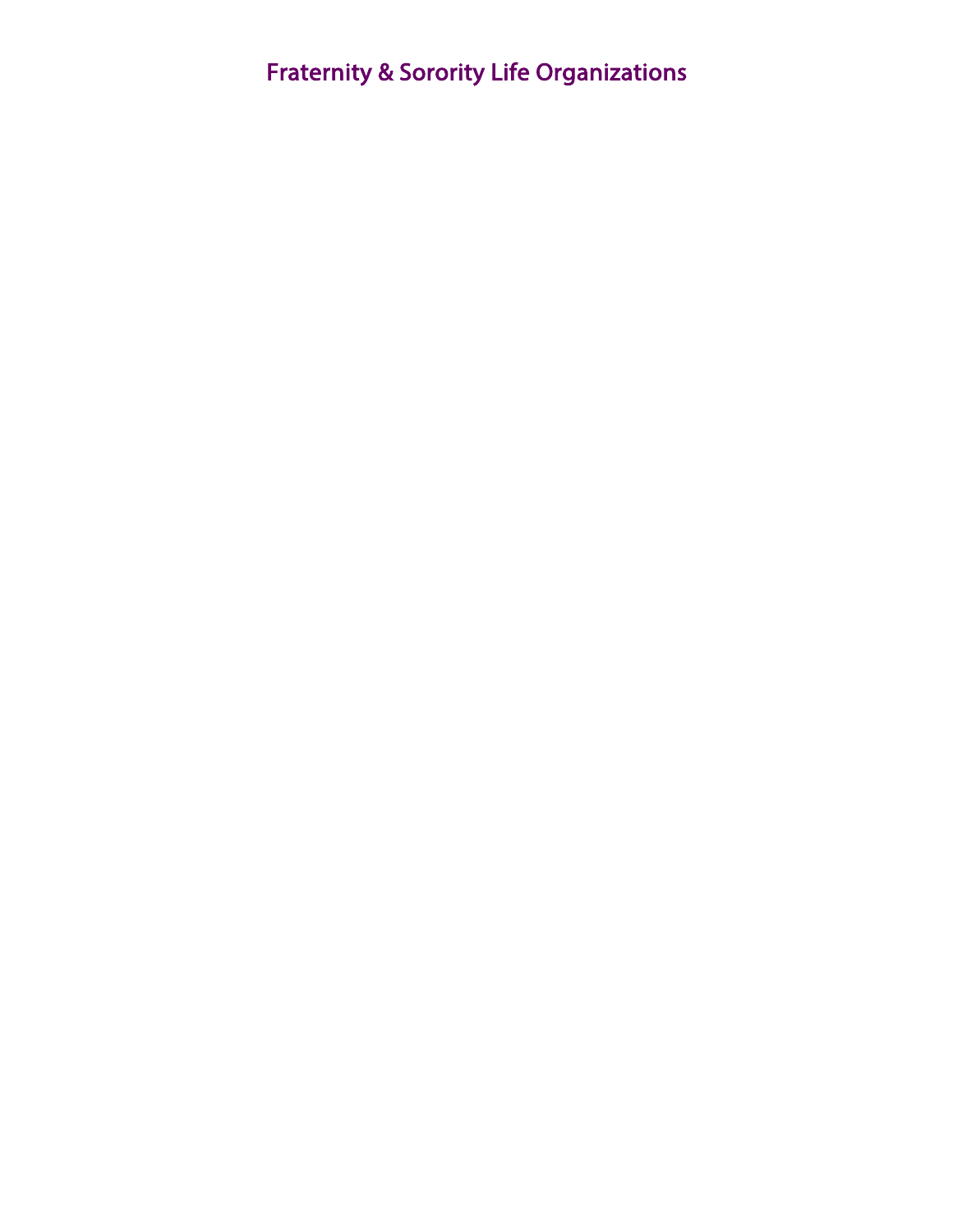# Fraternity & Sorority Life Organizations